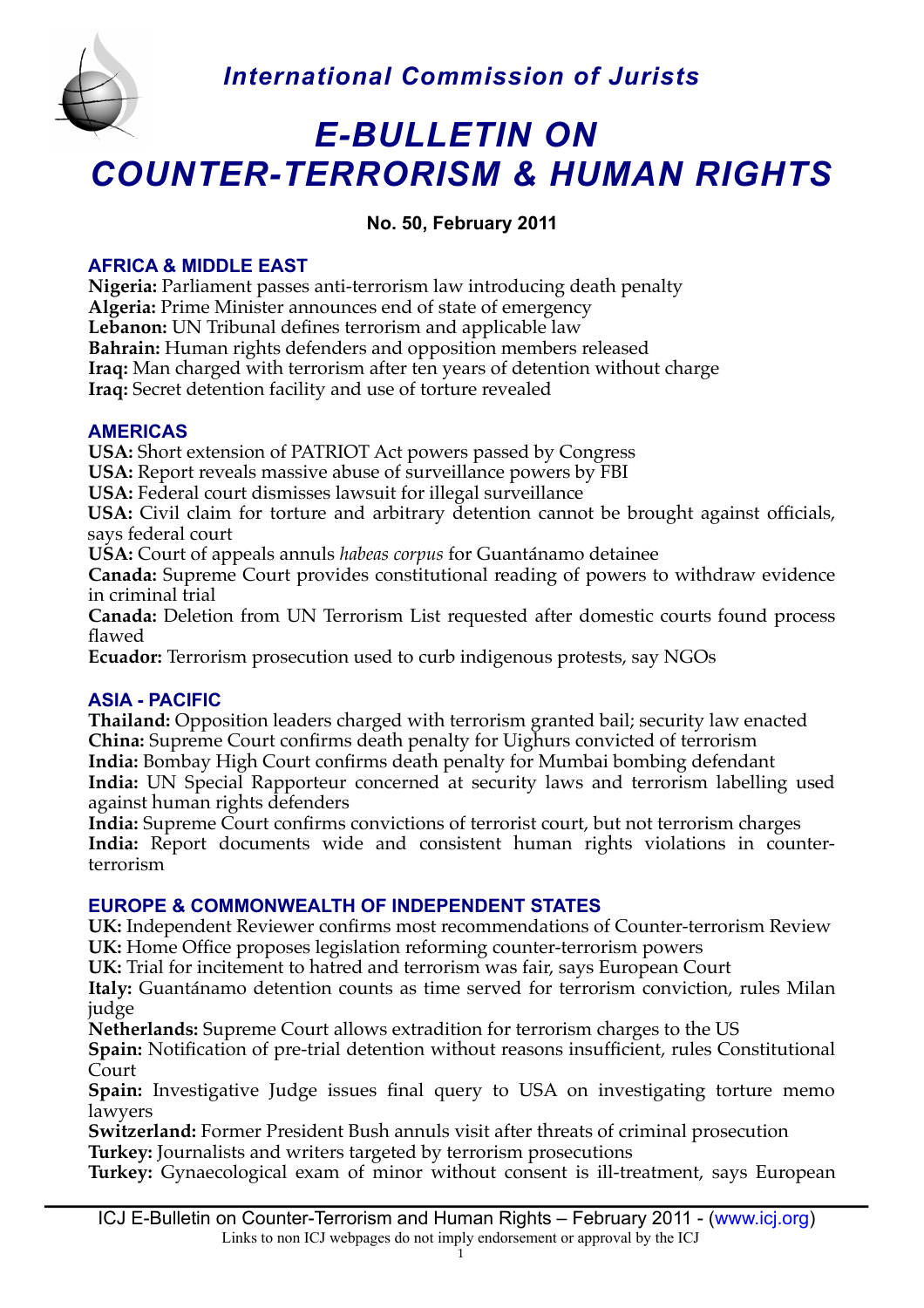*International Commission of Jurists*

# *E-BULLETIN ON COUNTER-TERRORISM & HUMAN RIGHTS*

**No. 50, February 2011**

## AFRICA & MIDDLE EAST

**Nigeria:** Parliament passes anti-terrorism law introducing death penalty
**Algeria:** Prime Minister announces end of state of emergency
**Lebanon:** UN Tribunal defines terrorism and applicable law
**Bahrain:** Human rights defenders and opposition members released
**Iraq:** Man charged with terrorism after ten years of detention without charge
**Iraq:** Secret detention facility and use of torture revealed

## AMERICAS

**USA:** Short extension of PATRIOT Act powers passed by Congress
**USA:** Report reveals massive abuse of surveillance powers by FBI
**USA:** Federal court dismisses lawsuit for illegal surveillance
**USA:** Civil claim for torture and arbitrary detention cannot be brought against officials, says federal court
**USA:** Court of appeals annuls *habeas corpus* for Guantánamo detainee
**Canada:** Supreme Court provides constitutional reading of powers to withdraw evidence in criminal trial
**Canada:** Deletion from UN Terrorism List requested after domestic courts found process flawed
**Ecuador:** Terrorism prosecution used to curb indigenous protests, say NGOs

## ASIA - PACIFIC

**Thailand:** Opposition leaders charged with terrorism granted bail; security law enacted
**China:** Supreme Court confirms death penalty for Uighurs convicted of terrorism
**India:** Bombay High Court confirms death penalty for Mumbai bombing defendant
**India:** UN Special Rapporteur concerned at security laws and terrorism labelling used against human rights defenders
**India:** Supreme Court confirms convictions of terrorist court, but not terrorism charges
**India:** Report documents wide and consistent human rights violations in counter-terrorism

## EUROPE & COMMONWEALTH OF INDEPENDENT STATES

**UK:** Independent Reviewer confirms most recommendations of Counter-terrorism Review
**UK:** Home Office proposes legislation reforming counter-terrorism powers
**UK:** Trial for incitement to hatred and terrorism was fair, says European Court
**Italy:** Guantánamo detention counts as time served for terrorism conviction, rules Milan judge
**Netherlands:** Supreme Court allows extradition for terrorism charges to the US
**Spain:** Notification of pre-trial detention without reasons insufficient, rules Constitutional Court
**Spain:** Investigative Judge issues final query to USA on investigating torture memo lawyers
**Switzerland:** Former President Bush annuls visit after threats of criminal prosecution
**Turkey:** Journalists and writers targeted by terrorism prosecutions
**Turkey:** Gynaecological exam of minor without consent is ill-treatment, says European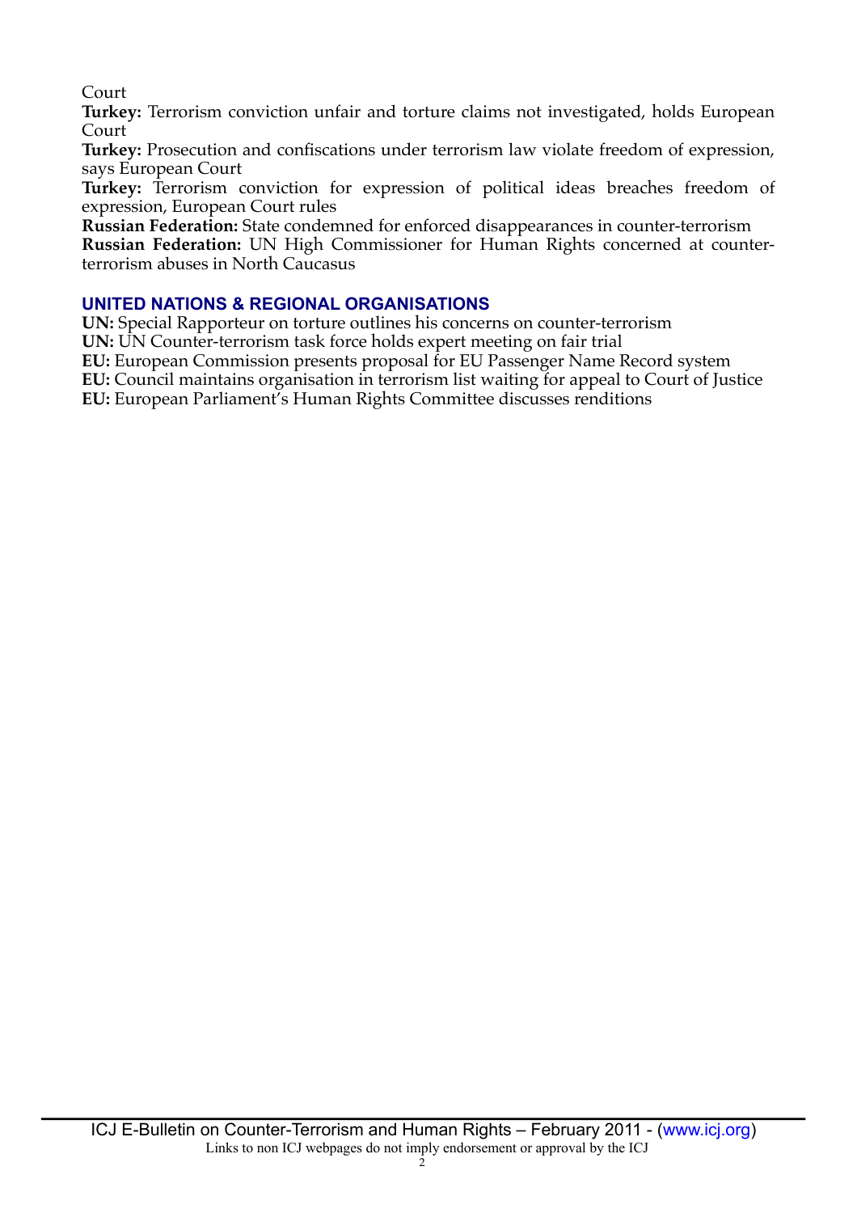Court

**Turkey:** Terrorism conviction unfair and torture claims not investigated, holds European Court

**Turkey:** Prosecution and confiscations under terrorism law violate freedom of expression, says European Court

**Turkey:** Terrorism conviction for expression of political ideas breaches freedom of expression, European Court rules

**Russian Federation:** State condemned for enforced disappearances in counter-terrorism

**Russian Federation:** UN High Commissioner for Human Rights concerned at counter-terrorism abuses in North Caucasus

## UNITED NATIONS & REGIONAL ORGANISATIONS

**UN:** Special Rapporteur on torture outlines his concerns on counter-terrorism

**UN:** UN Counter-terrorism task force holds expert meeting on fair trial

**EU:** European Commission presents proposal for EU Passenger Name Record system

**EU:** Council maintains organisation in terrorism list waiting for appeal to Court of Justice

**EU:** European Parliament's Human Rights Committee discusses renditions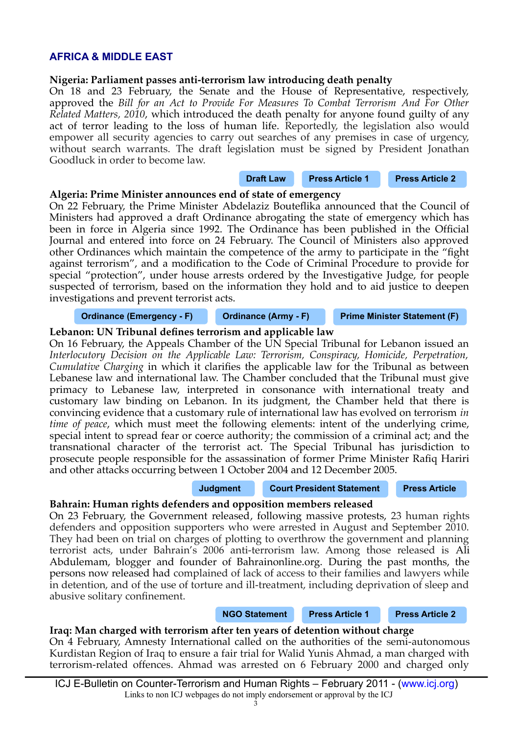## AFRICA & MIDDLE EAST

### Nigeria: Parliament passes anti-terrorism law introducing death penalty

On 18 and 23 February, the Senate and the House of Representatives, respectively, approved the *Bill for an Act to Provide For Measures To Combat Terrorism And For Other Related Matters, 2010*, which introduced the death penalty for anyone found guilty of any act of terror leading to the loss of human life. Reportedly, the legislation also would empower all security agencies to carry out searches of any premises in case of urgency, without search warrants. The draft legislation must be signed by President Jonathan Goodluck in order to become law.

**Draft Law** | **Press Article 1** | **Press Article 2**

### Algeria: Prime Minister announces end of state of emergency

On 22 February, the Prime Minister Abdelaziz Bouteflika announced that the Council of Ministers had approved a draft Ordinance abrogating the state of emergency which has been in force in Algeria since 1992. The Ordinance has been published in the Official Journal and entered into force on 24 February. The Council of Ministers also approved other Ordinances which maintain the competence of the army to participate in the "fight against terrorism", and a modification to the Code of Criminal Procedure to provide for special "protection", under house arrests ordered by the Investigative Judge, for people suspected of terrorism, based on the information they hold and to aid justice to deepen investigations and prevent terrorist acts.

**Ordinance (Emergency - F)** | **Ordinance (Army - F)** | **Prime Minister Statement (F)**

### Lebanon: UN Tribunal defines terrorism and applicable law

On 16 February, the Appeals Chamber of the UN Special Tribunal for Lebanon issued an *Interlocutory Decision on the Applicable Law: Terrorism, Conspiracy, Homicide, Perpetration, Cumulative Charging* in which it clarifies the applicable law for the Tribunal as between Lebanese law and international law. The Chamber concluded that the Tribunal must give primacy to Lebanese law, interpreted in consonance with international treaty and customary law binding on Lebanon. In its judgment, the Chamber held that there is convincing evidence that a customary rule of international law has evolved on terrorism *in time of peace*, which must meet the following elements: intent of the underlying crime, special intent to spread fear or coerce authority; the commission of a criminal act; and the transnational character of the terrorist act. The Special Tribunal has jurisdiction to prosecute people responsible for the assassination of former Prime Minister Rafiq Hariri and other attacks occurring between 1 October 2004 and 12 December 2005.

**Judgment** | **Court President Statement** | **Press Article**

### Bahrain: Human rights defenders and opposition members released

On 23 February, the Government released, following massive protests, 23 human rights defenders and opposition supporters who were arrested in August and September 2010. They had been on trial on charges of plotting to overthrow the government and planning terrorist acts, under Bahrain's 2006 anti-terrorism law. Among those released is Ali Abdulemam, blogger and founder of Bahrainonline.org. During the past months, the persons now released had complained of lack of access to their families and lawyers while in detention, and of the use of torture and ill-treatment, including deprivation of sleep and abusive solitary confinement.

**NGO Statement** | **Press Article 1** | **Press Article 2**

### Iraq: Man charged with terrorism after ten years of detention without charge

On 4 February, Amnesty International called on the authorities of the semi-autonomous Kurdistan Region of Iraq to ensure a fair trial for Walid Yunis Ahmad, a man charged with terrorism-related offences. Ahmad was arrested on 6 February 2000 and charged only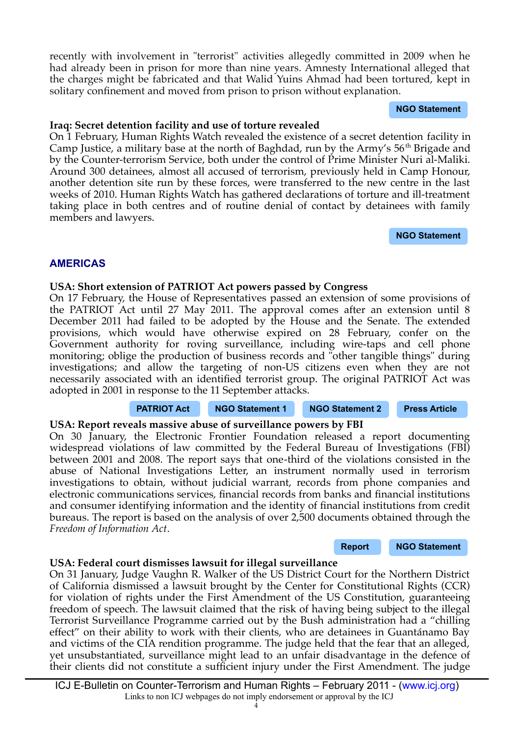recently with involvement in "terrorist" activities allegedly committed in 2009 when he had already been in prison for more than nine years. Amnesty International alleged that the charges might be fabricated and that Walid Yuins Ahmad had been tortured, kept in solitary confinement and moved from prison to prison without explanation.

NGO Statement

**Iraq: Secret detention facility and use of torture revealed**
On 1 February, Human Rights Watch revealed the existence of a secret detention facility in Camp Justice, a military base at the north of Baghdad, run by the Army's 56th Brigade and by the Counter-terrorism Service, both under the control of Prime Minister Nuri al-Maliki. Around 300 detainees, almost all accused of terrorism, previously held in Camp Honour, another detention site run by these forces, were transferred to the new centre in the last weeks of 2010. Human Rights Watch has gathered declarations of torture and ill-treatment taking place in both centres and of routine denial of contact by detainees with family members and lawyers.

NGO Statement

## AMERICAS

**USA: Short extension of PATRIOT Act powers passed by Congress**
On 17 February, the House of Representatives passed an extension of some provisions of the PATRIOT Act until 27 May 2011. The approval comes after an extension until 8 December 2011 had failed to be adopted by the House and the Senate. The extended provisions, which would have otherwise expired on 28 February, confer on the Government authority for roving surveillance, including wire-taps and cell phone monitoring; oblige the production of business records and "other tangible things" during investigations; and allow the targeting of non-US citizens even when they are not necessarily associated with an identified terrorist group. The original PATRIOT Act was adopted in 2001 in response to the 11 September attacks.

PATRIOT Act | NGO Statement 1 | NGO Statement 2 | Press Article

**USA: Report reveals massive abuse of surveillance powers by FBI**
On 30 January, the Electronic Frontier Foundation released a report documenting widespread violations of law committed by the Federal Bureau of Investigations (FBI) between 2001 and 2008. The report says that one-third of the violations consisted in the abuse of National Investigations Letter, an instrument normally used in terrorism investigations to obtain, without judicial warrant, records from phone companies and electronic communications services, financial records from banks and financial institutions and consumer identifying information and the identity of financial institutions from credit bureaus. The report is based on the analysis of over 2,500 documents obtained through the *Freedom of Information Act*.

Report | NGO Statement

**USA: Federal court dismisses lawsuit for illegal surveillance**
On 31 January, Judge Vaughn R. Walker of the US District Court for the Northern District of California dismissed a lawsuit brought by the Center for Constitutional Rights (CCR) for violation of rights under the First Amendment of the US Constitution, guaranteeing freedom of speech. The lawsuit claimed that the risk of having being subject to the illegal Terrorist Surveillance Programme carried out by the Bush administration had a "chilling effect" on their ability to work with their clients, who are detainees in Guantánamo Bay and victims of the CIA rendition programme. The judge held that the fear that an alleged, yet unsubstantiated, surveillance might lead to an unfair disadvantage in the defence of their clients did not constitute a sufficient injury under the First Amendment. The judge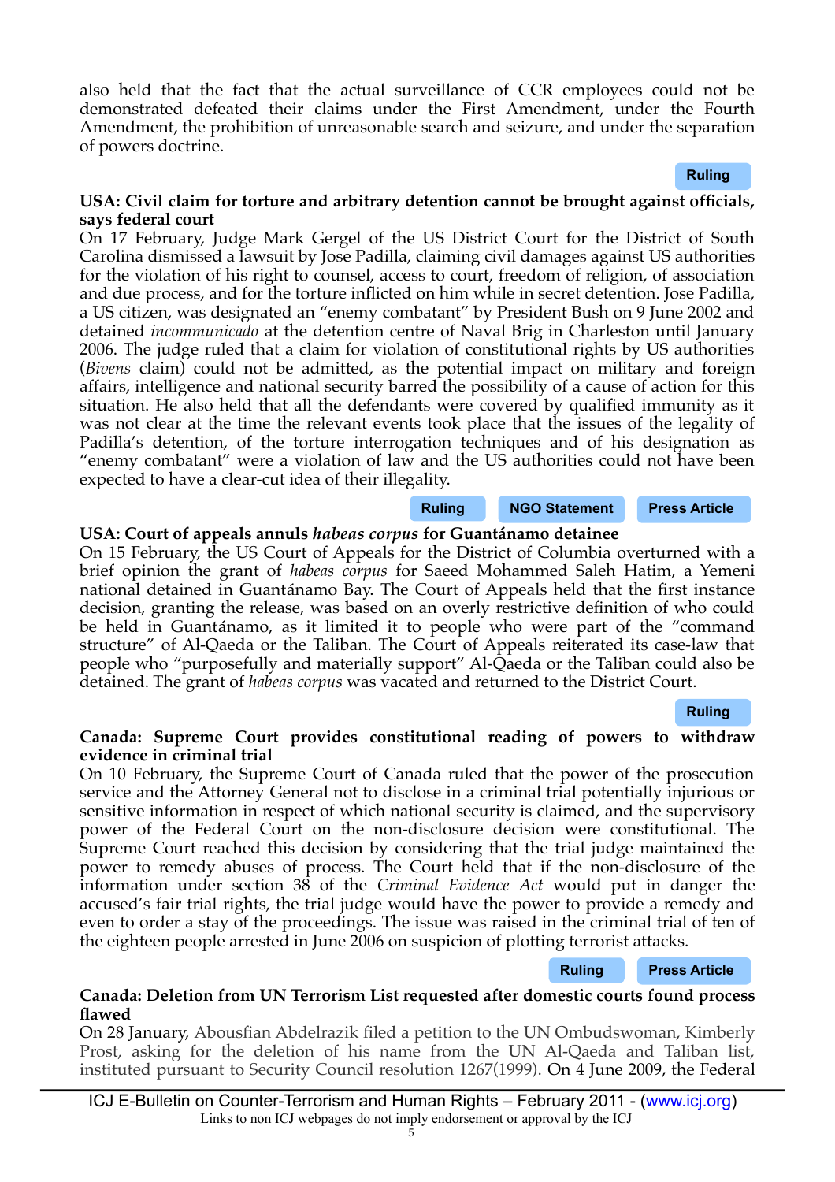also held that the fact that the actual surveillance of CCR employees could not be demonstrated defeated their claims under the First Amendment, under the Fourth Amendment, the prohibition of unreasonable search and seizure, and under the separation of powers doctrine.

Ruling

**USA: Civil claim for torture and arbitrary detention cannot be brought against officials, says federal court**

On 17 February, Judge Mark Gergel of the US District Court for the District of South Carolina dismissed a lawsuit by Jose Padilla, claiming civil damages against US authorities for the violation of his right to counsel, access to court, freedom of religion, of association and due process, and for the torture inflicted on him while in secret detention. Jose Padilla, a US citizen, was designated an "enemy combatant" by President Bush on 9 June 2002 and detained *incommunicado* at the detention centre of Naval Brig in Charleston until January 2006. The judge ruled that a claim for violation of constitutional rights by US authorities (*Bivens* claim) could not be admitted, as the potential impact on military and foreign affairs, intelligence and national security barred the possibility of a cause of action for this situation. He also held that all the defendants were covered by qualified immunity as it was not clear at the time the relevant events took place that the issues of the legality of Padilla's detention, of the torture interrogation techniques and of his designation as "enemy combatant" were a violation of law and the US authorities could not have been expected to have a clear-cut idea of their illegality.

Ruling | NGO Statement | Press Article

**USA: Court of appeals annuls *habeas corpus* for Guantánamo detainee**

On 15 February, the US Court of Appeals for the District of Columbia overturned with a brief opinion the grant of *habeas corpus* for Saeed Mohammed Saleh Hatim, a Yemeni national detained in Guantánamo Bay. The Court of Appeals held that the first instance decision, granting the release, was based on an overly restrictive definition of who could be held in Guantánamo, as it limited it to people who were part of the "command structure" of Al-Qaeda or the Taliban. The Court of Appeals reiterated its case-law that people who "purposefully and materially support" Al-Qaeda or the Taliban could also be detained. The grant of *habeas corpus* was vacated and returned to the District Court.

Ruling

**Canada: Supreme Court provides constitutional reading of powers to withdraw evidence in criminal trial**

On 10 February, the Supreme Court of Canada ruled that the power of the prosecution service and the Attorney General not to disclose in a criminal trial potentially injurious or sensitive information in respect of which national security is claimed, and the supervisory power of the Federal Court on the non-disclosure decision were constitutional. The Supreme Court reached this decision by considering that the trial judge maintained the power to remedy abuses of process. The Court held that if the non-disclosure of the information under section 38 of the *Criminal Evidence Act* would put in danger the accused's fair trial rights, the trial judge would have the power to provide a remedy and even to order a stay of the proceedings. The issue was raised in the criminal trial of ten of the eighteen people arrested in June 2006 on suspicion of plotting terrorist attacks.

Ruling | Press Article

**Canada: Deletion from UN Terrorism List requested after domestic courts found process flawed**

On 28 January, Abousfian Abdelrazik filed a petition to the UN Ombudswoman, Kimberly Prost, asking for the deletion of his name from the UN Al-Qaeda and Taliban list, instituted pursuant to Security Council resolution 1267(1999). On 4 June 2009, the Federal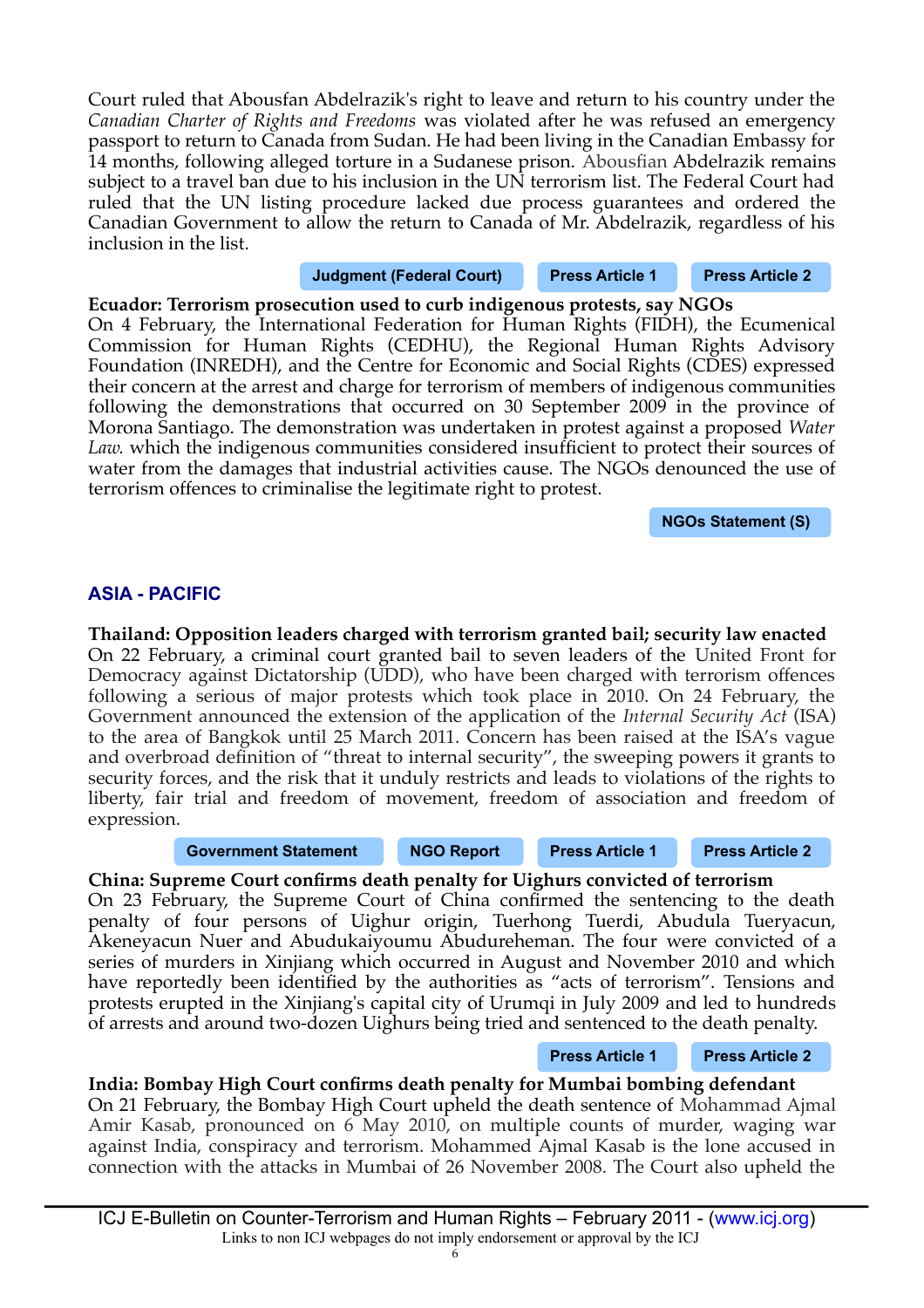Court ruled that Abousfan Abdelrazik's right to leave and return to his country under the *Canadian Charter of Rights and Freedoms* was violated after he was refused an emergency passport to return to Canada from Sudan. He had been living in the Canadian Embassy for 14 months, following alleged torture in a Sudanese prison. Abousfian Abdelrazik remains subject to a travel ban due to his inclusion in the UN terrorism list. The Federal Court had ruled that the UN listing procedure lacked due process guarantees and ordered the Canadian Government to allow the return to Canada of Mr. Abdelrazik, regardless of his inclusion in the list.

**Judgment (Federal Court)** | **Press Article 1** | **Press Article 2**

**Ecuador: Terrorism prosecution used to curb indigenous protests, say NGOs**

On 4 February, the International Federation for Human Rights (FIDH), the Ecumenical Commission for Human Rights (CEDHU), the Regional Human Rights Advisory Foundation (INREDH), and the Centre for Economic and Social Rights (CDES) expressed their concern at the arrest and charge for terrorism of members of indigenous communities following the demonstrations that occurred on 30 September 2009 in the province of Morona Santiago. The demonstration was undertaken in protest against a proposed *Water Law.* which the indigenous communities considered insufficient to protect their sources of water from the damages that industrial activities cause. The NGOs denounced the use of terrorism offences to criminalise the legitimate right to protest.

**NGOs Statement (S)**

## ASIA - PACIFIC

**Thailand: Opposition leaders charged with terrorism granted bail; security law enacted**

On 22 February, a criminal court granted bail to seven leaders of the United Front for Democracy against Dictatorship (UDD), who have been charged with terrorism offences following a serious of major protests which took place in 2010. On 24 February, the Government announced the extension of the application of the *Internal Security Act* (ISA) to the area of Bangkok until 25 March 2011. Concern has been raised at the ISA's vague and overbroad definition of "threat to internal security", the sweeping powers it grants to security forces, and the risk that it unduly restricts and leads to violations of the rights to liberty, fair trial and freedom of movement, freedom of association and freedom of expression.

**Government Statement** | **NGO Report** | **Press Article 1** | **Press Article 2**

**China: Supreme Court confirms death penalty for Uighurs convicted of terrorism**

On 23 February, the Supreme Court of China confirmed the sentencing to the death penalty of four persons of Uighur origin, Tuerhong Tuerdi, Abudula Tueryacun, Akeneyacun Nuer and Abudukaiyoumu Abudureheman. The four were convicted of a series of murders in Xinjiang which occurred in August and November 2010 and which have reportedly been identified by the authorities as "acts of terrorism". Tensions and protests erupted in the Xinjiang's capital city of Urumqi in July 2009 and led to hundreds of arrests and around two-dozen Uighurs being tried and sentenced to the death penalty.

**Press Article 1** | **Press Article 2**

**India: Bombay High Court confirms death penalty for Mumbai bombing defendant**

On 21 February, the Bombay High Court upheld the death sentence of Mohammad Ajmal Amir Kasab, pronounced on 6 May 2010, on multiple counts of murder, waging war against India, conspiracy and terrorism. Mohammed Ajmal Kasab is the lone accused in connection with the attacks in Mumbai of 26 November 2008. The Court also upheld the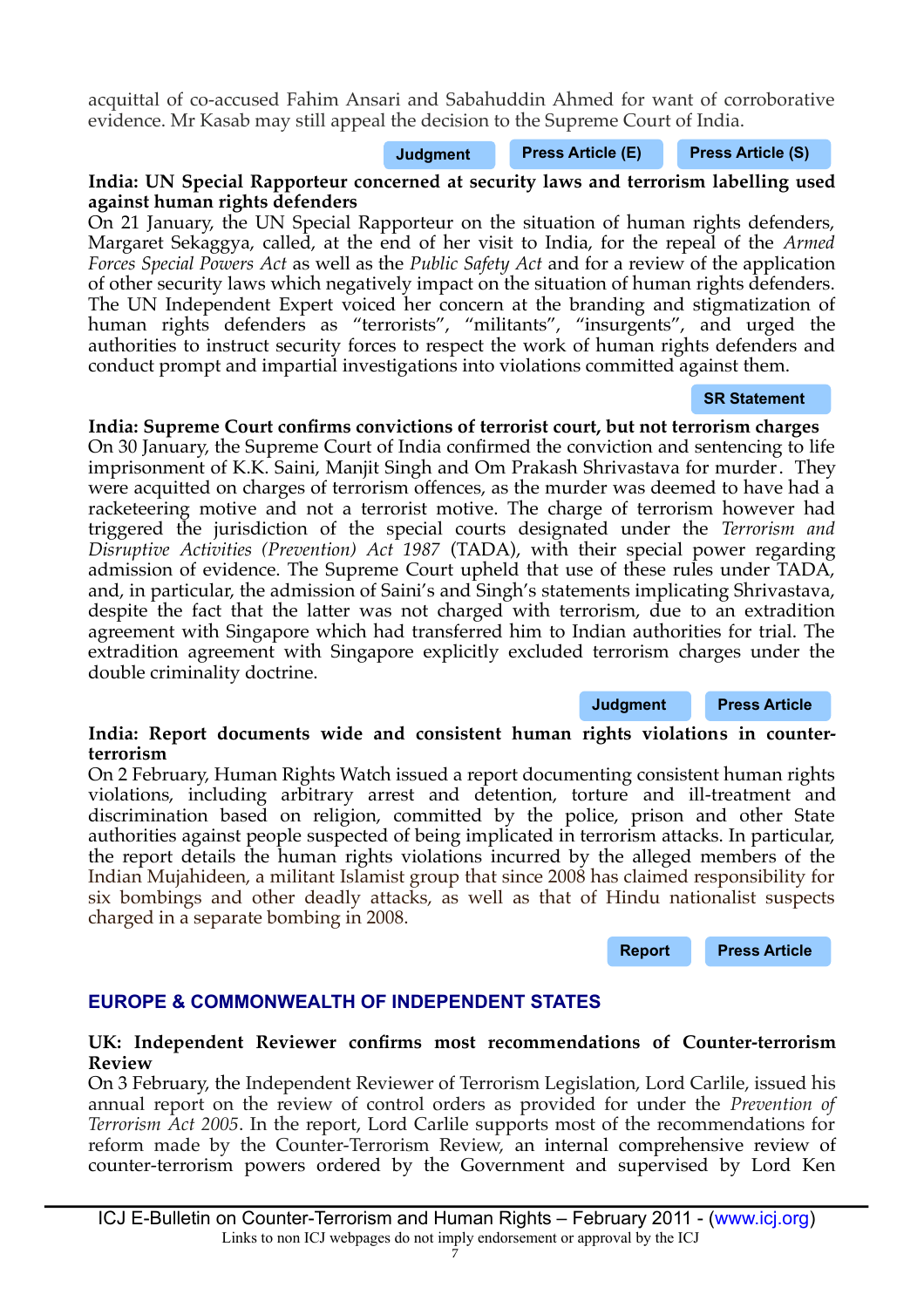acquittal of co-accused Fahim Ansari and Sabahuddin Ahmed for want of corroborative evidence. Mr Kasab may still appeal the decision to the Supreme Court of India.

Judgment | Press Article (E) | Press Article (S)

**India: UN Special Rapporteur concerned at security laws and terrorism labelling used against human rights defenders**

On 21 January, the UN Special Rapporteur on the situation of human rights defenders, Margaret Sekaggya, called, at the end of her visit to India, for the repeal of the *Armed Forces Special Powers Act* as well as the *Public Safety Act* and for a review of the application of other security laws which negatively impact on the situation of human rights defenders. The UN Independent Expert voiced her concern at the branding and stigmatization of human rights defenders as "terrorists", "militants", "insurgents", and urged the authorities to instruct security forces to respect the work of human rights defenders and conduct prompt and impartial investigations into violations committed against them.

SR Statement

**India: Supreme Court confirms convictions of terrorist court, but not terrorism charges**

On 30 January, the Supreme Court of India confirmed the conviction and sentencing to life imprisonment of K.K. Saini, Manjit Singh and Om Prakash Shrivastava for murder. They were acquitted on charges of terrorism offences, as the murder was deemed to have had a racketeering motive and not a terrorist motive. The charge of terrorism however had triggered the jurisdiction of the special courts designated under the *Terrorism and Disruptive Activities (Prevention) Act 1987* (TADA), with their special power regarding admission of evidence. The Supreme Court upheld that use of these rules under TADA, and, in particular, the admission of Saini's and Singh's statements implicating Shrivastava, despite the fact that the latter was not charged with terrorism, due to an extradition agreement with Singapore which had transferred him to Indian authorities for trial. The extradition agreement with Singapore explicitly excluded terrorism charges under the double criminality doctrine.

Judgment | Press Article

**India: Report documents wide and consistent human rights violations in counter-terrorism**

On 2 February, Human Rights Watch issued a report documenting consistent human rights violations, including arbitrary arrest and detention, torture and ill-treatment and discrimination based on religion, committed by the police, prison and other State authorities against people suspected of being implicated in terrorism attacks. In particular, the report details the human rights violations incurred by the alleged members of the Indian Mujahideen, a militant Islamist group that since 2008 has claimed responsibility for six bombings and other deadly attacks, as well as that of Hindu nationalist suspects charged in a separate bombing in 2008.

Report | Press Article

## EUROPE & COMMONWEALTH OF INDEPENDENT STATES

**UK: Independent Reviewer confirms most recommendations of Counter-terrorism Review**

On 3 February, the Independent Reviewer of Terrorism Legislation, Lord Carlile, issued his annual report on the review of control orders as provided for under the *Prevention of Terrorism Act 2005*. In the report, Lord Carlile supports most of the recommendations for reform made by the Counter-Terrorism Review, an internal comprehensive review of counter-terrorism powers ordered by the Government and supervised by Lord Ken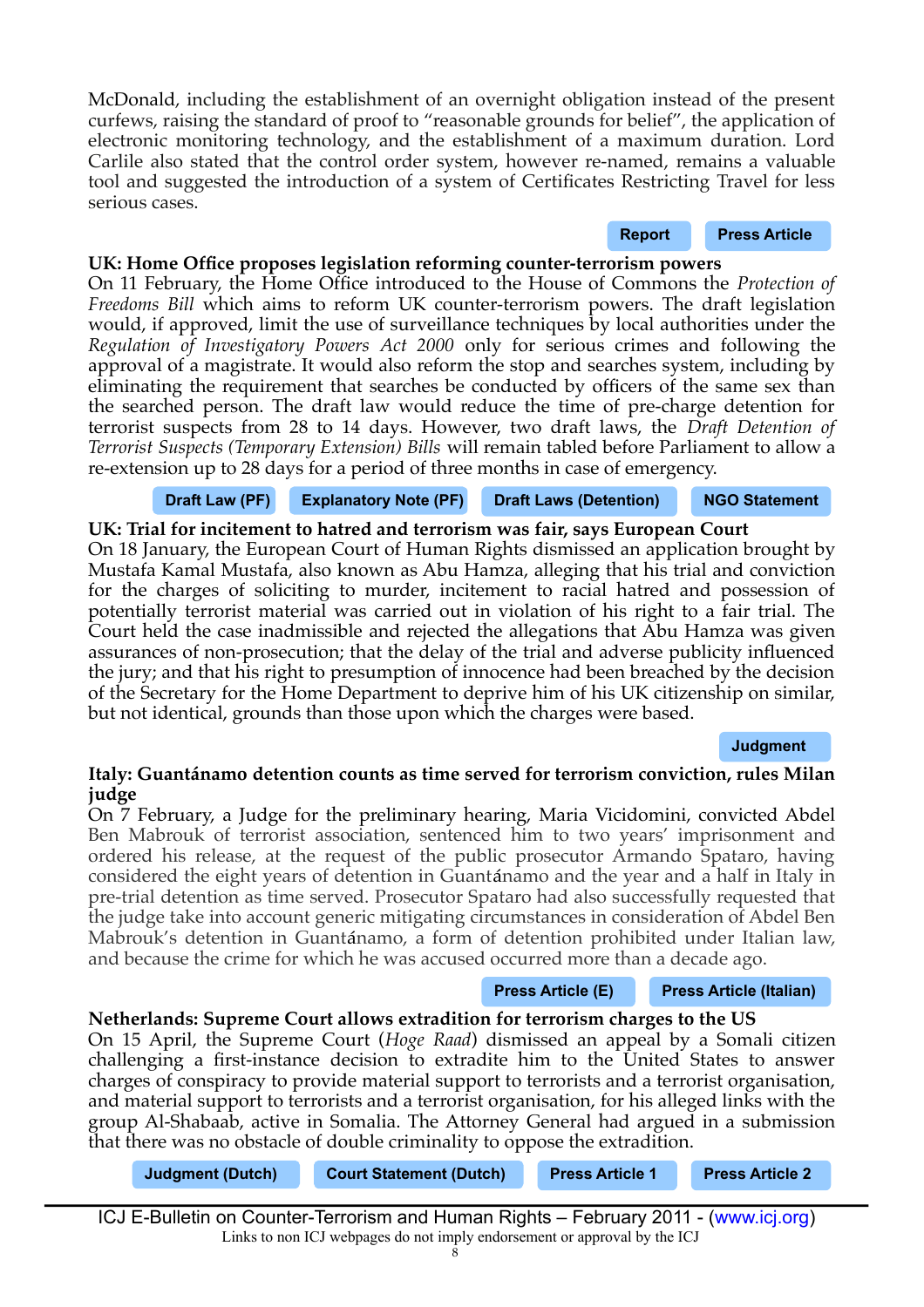McDonald, including the establishment of an overnight obligation instead of the present curfews, raising the standard of proof to “reasonable grounds for belief”, the application of electronic monitoring technology, and the establishment of a maximum duration. Lord Carlile also stated that the control order system, however re-named, remains a valuable tool and suggested the introduction of a system of Certificates Restricting Travel for less serious cases.

Report | Press Article

**UK: Home Office proposes legislation reforming counter-terrorism powers**

On 11 February, the Home Office introduced to the House of Commons the *Protection of Freedoms Bill* which aims to reform UK counter-terrorism powers. The draft legislation would, if approved, limit the use of surveillance techniques by local authorities under the *Regulation of Investigatory Powers Act 2000* only for serious crimes and following the approval of a magistrate. It would also reform the stop and searches system, including by eliminating the requirement that searches be conducted by officers of the same sex than the searched person. The draft law would reduce the time of pre-charge detention for terrorist suspects from 28 to 14 days. However, two draft laws, the *Draft Detention of Terrorist Suspects (Temporary Extension) Bills* will remain tabled before Parliament to allow a re-extension up to 28 days for a period of three months in case of emergency.

Draft Law (PF) | Explanatory Note (PF) | Draft Laws (Detention) | NGO Statement

**UK: Trial for incitement to hatred and terrorism was fair, says European Court**

On 18 January, the European Court of Human Rights dismissed an application brought by Mustafa Kamal Mustafa, also known as Abu Hamza, alleging that his trial and conviction for the charges of soliciting to murder, incitement to racial hatred and possession of potentially terrorist material was carried out in violation of his right to a fair trial. The Court held the case inadmissible and rejected the allegations that Abu Hamza was given assurances of non-prosecution; that the delay of the trial and adverse publicity influenced the jury; and that his right to presumption of innocence had been breached by the decision of the Secretary for the Home Department to deprive him of his UK citizenship on similar, but not identical, grounds than those upon which the charges were based.

Judgment

**Italy: Guantánamo detention counts as time served for terrorism conviction, rules Milan judge**

On 7 February, a Judge for the preliminary hearing, Maria Vicidomini, convicted Abdel Ben Mabrouk of terrorist association, sentenced him to two years' imprisonment and ordered his release, at the request of the public prosecutor Armando Spataro, having considered the eight years of detention in Guantánamo and the year and a half in Italy in pre-trial detention as time served. Prosecutor Spataro had also successfully requested that the judge take into account generic mitigating circumstances in consideration of Abdel Ben Mabrouk's detention in Guantánamo, a form of detention prohibited under Italian law, and because the crime for which he was accused occurred more than a decade ago.

Press Article (E) | Press Article (Italian)

**Netherlands: Supreme Court allows extradition for terrorism charges to the US**

On 15 April, the Supreme Court (*Hoge Raad*) dismissed an appeal by a Somali citizen challenging a first-instance decision to extradite him to the United States to answer charges of conspiracy to provide material support to terrorists and a terrorist organisation, and material support to terrorists and a terrorist organisation, for his alleged links with the group Al-Shabaab, active in Somalia. The Attorney General had argued in a submission that there was no obstacle of double criminality to oppose the extradition.

Judgment (Dutch) | Court Statement (Dutch) | Press Article 1 | Press Article 2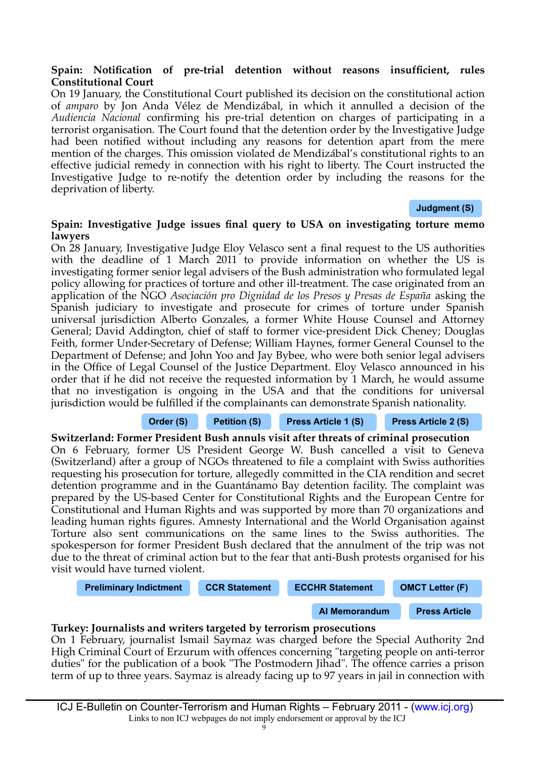**Spain: Notification of pre-trial detention without reasons insufficient, rules Constitutional Court**

On 19 January, the Constitutional Court published its decision on the constitutional action of *amparo* by Jon Anda Vélez de Mendizábal, in which it annulled a decision of the *Audiencia Nacional* confirming his pre-trial detention on charges of participating in a terrorist organisation. The Court found that the detention order by the Investigative Judge had been notified without including any reasons for detention apart from the mere mention of the charges. This omission violated de Mendizábal's constitutional rights to an effective judicial remedy in connection with his right to liberty. The Court instructed the Investigative Judge to re-notify the detention order by including the reasons for the deprivation of liberty.

Judgment (S)

**Spain: Investigative Judge issues final query to USA on investigating torture memo lawyers**

On 28 January, Investigative Judge Eloy Velasco sent a final request to the US authorities with the deadline of 1 March 2011 to provide information on whether the US is investigating former senior legal advisers of the Bush administration who formulated legal policy allowing for practices of torture and other ill-treatment. The case originated from an application of the NGO *Asociación pro Dignidad de los Presos y Presas de España* asking the Spanish judiciary to investigate and prosecute for crimes of torture under Spanish universal jurisdiction Alberto Gonzales, a former White House Counsel and Attorney General; David Addington, chief of staff to former vice-president Dick Cheney; Douglas Feith, former Under-Secretary of Defense; William Haynes, former General Counsel to the Department of Defense; and John Yoo and Jay Bybee, who were both senior legal advisers in the Office of Legal Counsel of the Justice Department. Eloy Velasco announced in his order that if he did not receive the requested information by 1 March, he would assume that no investigation is ongoing in the USA and that the conditions for universal jurisdiction would be fulfilled if the complainants can demonstrate Spanish nationality.

Order (S) | Petition (S) | Press Article 1 (S) | Press Article 2 (S)

**Switzerland: Former President Bush annuls visit after threats of criminal prosecution**

On 6 February, former US President George W. Bush cancelled a visit to Geneva (Switzerland) after a group of NGOs threatened to file a complaint with Swiss authorities requesting his prosecution for torture, allegedly committed in the CIA rendition and secret detention programme and in the Guantánamo Bay detention facility. The complaint was prepared by the US-based Center for Constitutional Rights and the European Centre for Constitutional and Human Rights and was supported by more than 70 organizations and leading human rights figures. Amnesty International and the World Organisation against Torture also sent communications on the same lines to the Swiss authorities. The spokesperson for former President Bush declared that the annulment of the trip was not due to the threat of criminal action but to the fear that anti-Bush protests organised for his visit would have turned violent.

Preliminary Indictment | CCR Statement | ECCHR Statement | OMCT Letter (F) | AI Memorandum | Press Article

**Turkey: Journalists and writers targeted by terrorism prosecutions**

On 1 February, journalist Ismail Saymaz was charged before the Special Authority 2nd High Criminal Court of Erzurum with offences concerning "targeting people on anti-terror duties" for the publication of a book "The Postmodern Jihad". The offence carries a prison term of up to three years. Saymaz is already facing up to 97 years in jail in connection with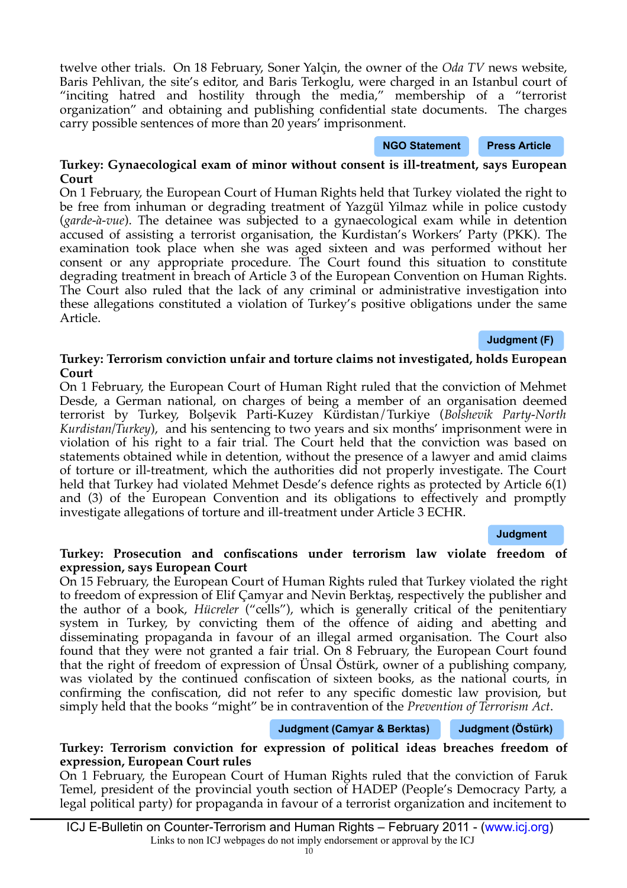twelve other trials. On 18 February, Soner Yalçin, the owner of the *Oda TV* news website, Baris Pehlivan, the site's editor, and Baris Terkoglu, were charged in an Istanbul court of "inciting hatred and hostility through the media," membership of a "terrorist organization" and obtaining and publishing confidential state documents. The charges carry possible sentences of more than 20 years' imprisonment.

NGO Statement | Press Article

**Turkey: Gynaecological exam of minor without consent is ill-treatment, says European Court**

On 1 February, the European Court of Human Rights held that Turkey violated the right to be free from inhuman or degrading treatment of Yazgül Yilmaz while in police custody (*garde-à-vue*). The detainee was subjected to a gynaecological exam while in detention accused of assisting a terrorist organisation, the Kurdistan's Workers' Party (PKK). The examination took place when she was aged sixteen and was performed without her consent or any appropriate procedure. The Court found this situation to constitute degrading treatment in breach of Article 3 of the European Convention on Human Rights. The Court also ruled that the lack of any criminal or administrative investigation into these allegations constituted a violation of Turkey's positive obligations under the same Article.

Judgment (F)

**Turkey: Terrorism conviction unfair and torture claims not investigated, holds European Court**

On 1 February, the European Court of Human Right ruled that the conviction of Mehmet Desde, a German national, on charges of being a member of an organisation deemed terrorist by Turkey, Bolşevik Parti-Kuzey Kürdistan/Turkiye (*Bolshevik Party-North Kurdistan/Turkey*), and his sentencing to two years and six months' imprisonment were in violation of his right to a fair trial. The Court held that the conviction was based on statements obtained while in detention, without the presence of a lawyer and amid claims of torture or ill-treatment, which the authorities did not properly investigate. The Court held that Turkey had violated Mehmet Desde's defence rights as protected by Article 6(1) and (3) of the European Convention and its obligations to effectively and promptly investigate allegations of torture and ill-treatment under Article 3 ECHR.

Judgment

**Turkey: Prosecution and confiscations under terrorism law violate freedom of expression, says European Court**

On 15 February, the European Court of Human Rights ruled that Turkey violated the right to freedom of expression of Elif Çamyar and Nevin Berktaş, respectively the publisher and the author of a book, *Hücreler* ("cells"), which is generally critical of the penitentiary system in Turkey, by convicting them of the offence of aiding and abetting and disseminating propaganda in favour of an illegal armed organisation. The Court also found that they were not granted a fair trial. On 8 February, the European Court found that the right of freedom of expression of Ünsal Öztürk, owner of a publishing company, was violated by the continued confiscation of sixteen books, as the national courts, in confirming the confiscation, did not refer to any specific domestic law provision, but simply held that the books "might" be in contravention of the *Prevention of Terrorism Act*.

Judgment (Camyar & Berktas) | Judgment (Öztürk)

**Turkey: Terrorism conviction for expression of political ideas breaches freedom of expression, European Court rules**

On 1 February, the European Court of Human Rights ruled that the conviction of Faruk Temel, president of the provincial youth section of HADEP (People's Democracy Party, a legal political party) for propaganda in favour of a terrorist organization and incitement to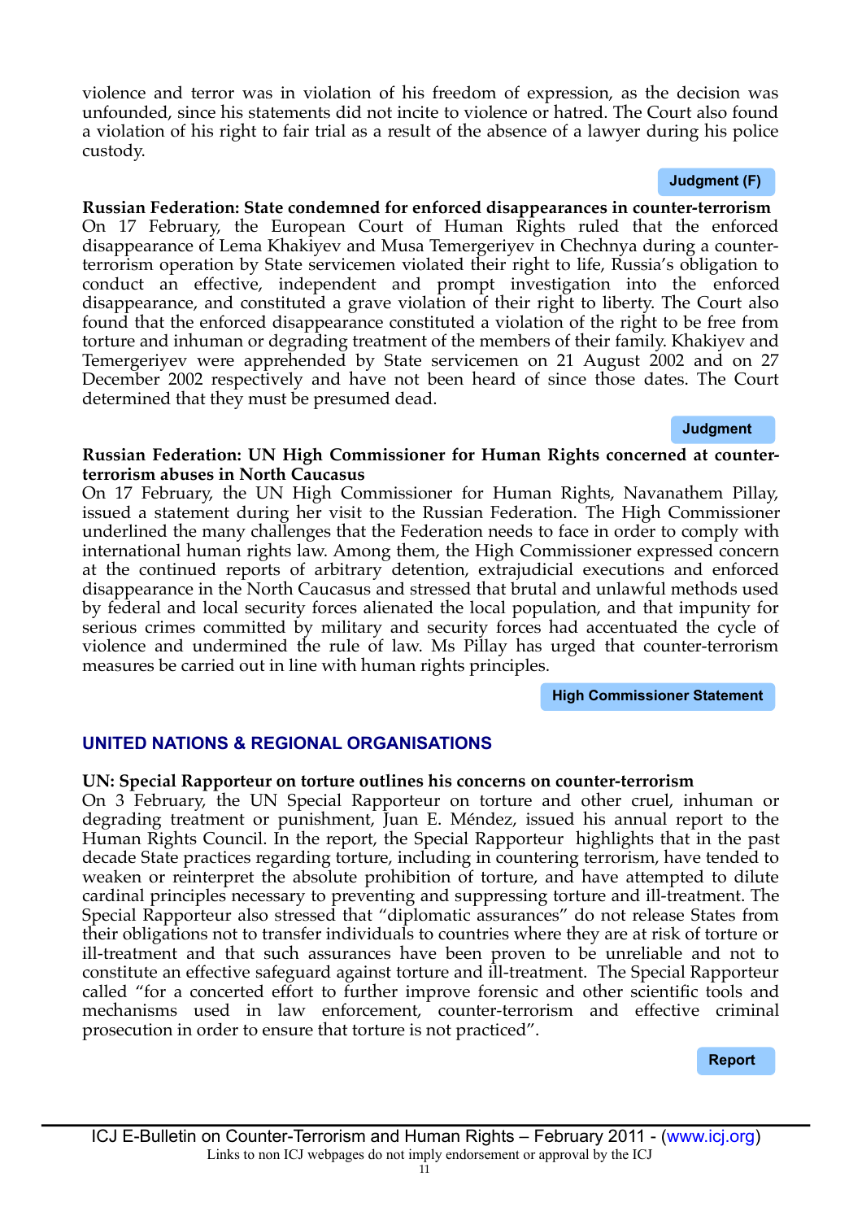violence and terror was in violation of his freedom of expression, as the decision was unfounded, since his statements did not incite to violence or hatred. The Court also found a violation of his right to fair trial as a result of the absence of a lawyer during his police custody.

**Judgment (F)**

**Russian Federation: State condemned for enforced disappearances in counter-terrorism**
On 17 February, the European Court of Human Rights ruled that the enforced disappearance of Lema Khakiyev and Musa Temergeriyev in Chechnya during a counter-terrorism operation by State servicemen violated their right to life, Russia's obligation to conduct an effective, independent and prompt investigation into the enforced disappearance, and constituted a grave violation of their right to liberty. The Court also found that the enforced disappearance constituted a violation of the right to be free from torture and inhuman or degrading treatment of the members of their family. Khakiyev and Temergeriyev were apprehended by State servicemen on 21 August 2002 and on 27 December 2002 respectively and have not been heard of since those dates. The Court determined that they must be presumed dead.

**Judgment**

**Russian Federation: UN High Commissioner for Human Rights concerned at counter-terrorism abuses in North Caucasus**
On 17 February, the UN High Commissioner for Human Rights, Navanathem Pillay, issued a statement during her visit to the Russian Federation. The High Commissioner underlined the many challenges that the Federation needs to face in order to comply with international human rights law. Among them, the High Commissioner expressed concern at the continued reports of arbitrary detention, extrajudicial executions and enforced disappearance in the North Caucasus and stressed that brutal and unlawful methods used by federal and local security forces alienated the local population, and that impunity for serious crimes committed by military and security forces had accentuated the cycle of violence and undermined the rule of law. Ms Pillay has urged that counter-terrorism measures be carried out in line with human rights principles.

**High Commissioner Statement**

## UNITED NATIONS & REGIONAL ORGANISATIONS

**UN: Special Rapporteur on torture outlines his concerns on counter-terrorism**
On 3 February, the UN Special Rapporteur on torture and other cruel, inhuman or degrading treatment or punishment, Juan E. Méndez, issued his annual report to the Human Rights Council. In the report, the Special Rapporteur highlights that in the past decade State practices regarding torture, including in countering terrorism, have tended to weaken or reinterpret the absolute prohibition of torture, and have attempted to dilute cardinal principles necessary to preventing and suppressing torture and ill-treatment. The Special Rapporteur also stressed that "diplomatic assurances" do not release States from their obligations not to transfer individuals to countries where they are at risk of torture or ill-treatment and that such assurances have been proven to be unreliable and not to constitute an effective safeguard against torture and ill-treatment. The Special Rapporteur called "for a concerted effort to further improve forensic and other scientific tools and mechanisms used in law enforcement, counter-terrorism and effective criminal prosecution in order to ensure that torture is not practiced".

**Report**

Links to non ICJ webpages do not imply endorsement or approval by the ICJ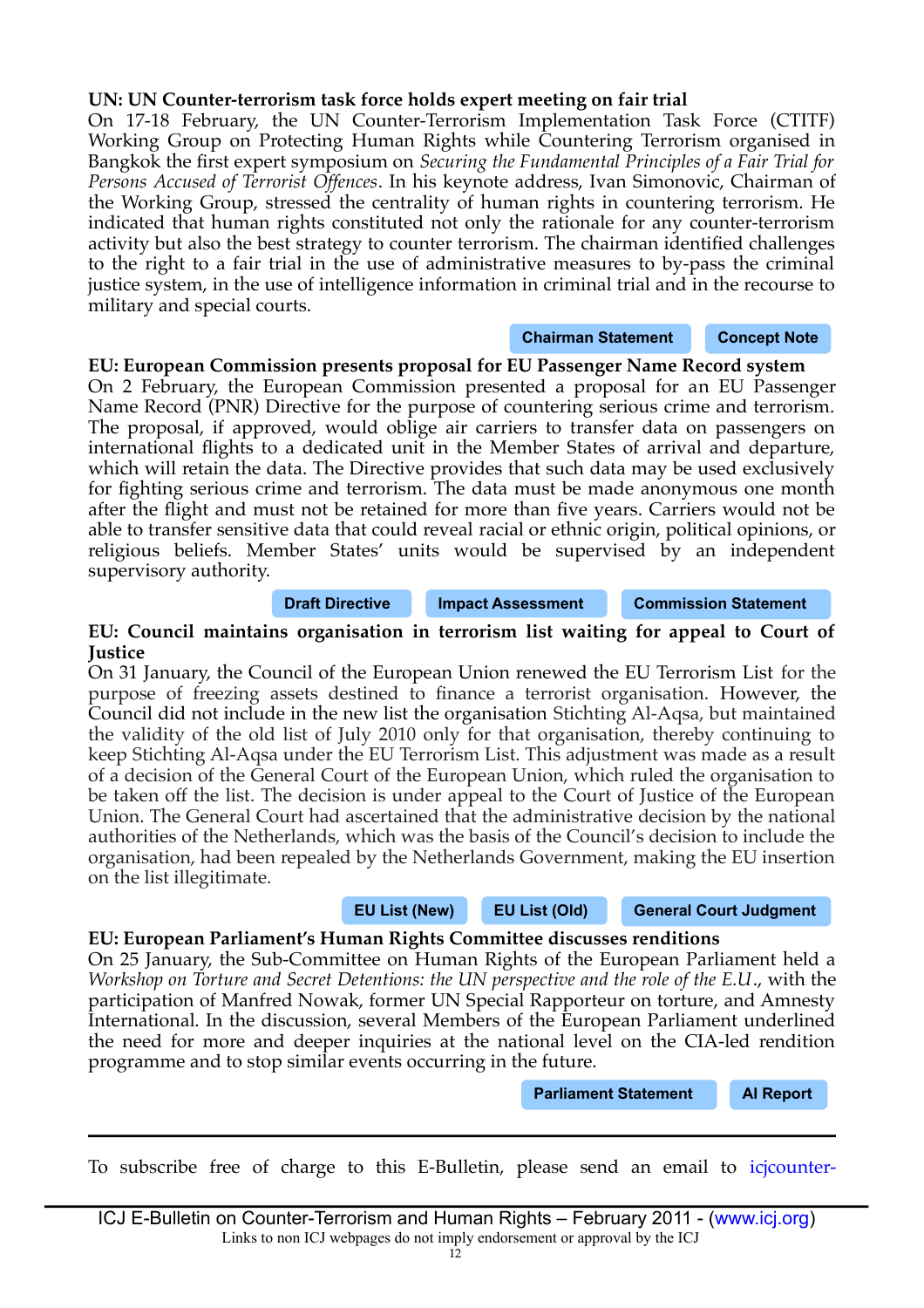**UN: UN Counter-terrorism task force holds expert meeting on fair trial**

On 17-18 February, the UN Counter-Terrorism Implementation Task Force (CTITF) Working Group on Protecting Human Rights while Countering Terrorism organised in Bangkok the first expert symposium on *Securing the Fundamental Principles of a Fair Trial for Persons Accused of Terrorist Offences*. In his keynote address, Ivan Simonovic, Chairman of the Working Group, stressed the centrality of human rights in countering terrorism. He indicated that human rights constituted not only the rationale for any counter-terrorism activity but also the best strategy to counter terrorism. The chairman identified challenges to the right to a fair trial in the use of administrative measures to by-pass the criminal justice system, in the use of intelligence information in criminal trial and in the recourse to military and special courts.

Chairman Statement | Concept Note

**EU: European Commission presents proposal for EU Passenger Name Record system**

On 2 February, the European Commission presented a proposal for an EU Passenger Name Record (PNR) Directive for the purpose of countering serious crime and terrorism. The proposal, if approved, would oblige air carriers to transfer data on passengers on international flights to a dedicated unit in the Member States of arrival and departure, which will retain the data. The Directive provides that such data may be used exclusively for fighting serious crime and terrorism. The data must be made anonymous one month after the flight and must not be retained for more than five years. Carriers would not be able to transfer sensitive data that could reveal racial or ethnic origin, political opinions, or religious beliefs. Member States' units would be supervised by an independent supervisory authority.

Draft Directive | Impact Assessment | Commission Statement

**EU: Council maintains organisation in terrorism list waiting for appeal to Court of Justice**

On 31 January, the Council of the European Union renewed the EU Terrorism List for the purpose of freezing assets destined to finance a terrorist organisation. However, the Council did not include in the new list the organisation Stichting Al-Aqsa, but maintained the validity of the old list of July 2010 only for that organisation, thereby continuing to keep Stichting Al-Aqsa under the EU Terrorism List. This adjustment was made as a result of a decision of the General Court of the European Union, which ruled the organisation to be taken off the list. The decision is under appeal to the Court of Justice of the European Union. The General Court had ascertained that the administrative decision by the national authorities of the Netherlands, which was the basis of the Council's decision to include the organisation, had been repealed by the Netherlands Government, making the EU insertion on the list illegitimate.

EU List (New) | EU List (Old) | General Court Judgment

**EU: European Parliament's Human Rights Committee discusses renditions**

On 25 January, the Sub-Committee on Human Rights of the European Parliament held a *Workshop on Torture and Secret Detentions: the UN perspective and the role of the E.U.*, with the participation of Manfred Nowak, former UN Special Rapporteur on torture, and Amnesty International. In the discussion, several Members of the European Parliament underlined the need for more and deeper inquiries at the national level on the CIA-led rendition programme and to stop similar events occurring in the future.

Parliament Statement | AI Report

---

To subscribe free of charge to this E-Bulletin, please send an email to icjcounter-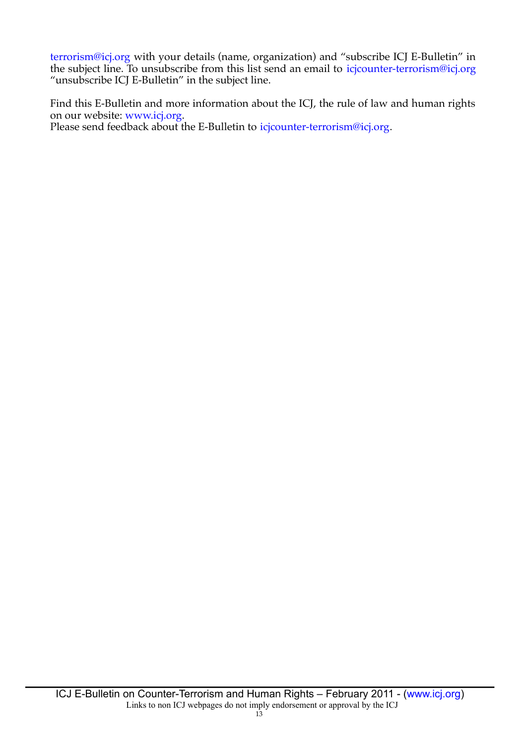terrorism@icj.org with your details (name, organization) and "subscribe ICJ E-Bulletin" in the subject line. To unsubscribe from this list send an email to icjcounter-terrorism@icj.org "unsubscribe ICJ E-Bulletin" in the subject line.

Find this E-Bulletin and more information about the ICJ, the rule of law and human rights on our website: www.icj.org.
Please send feedback about the E-Bulletin to icjcounter-terrorism@icj.org.